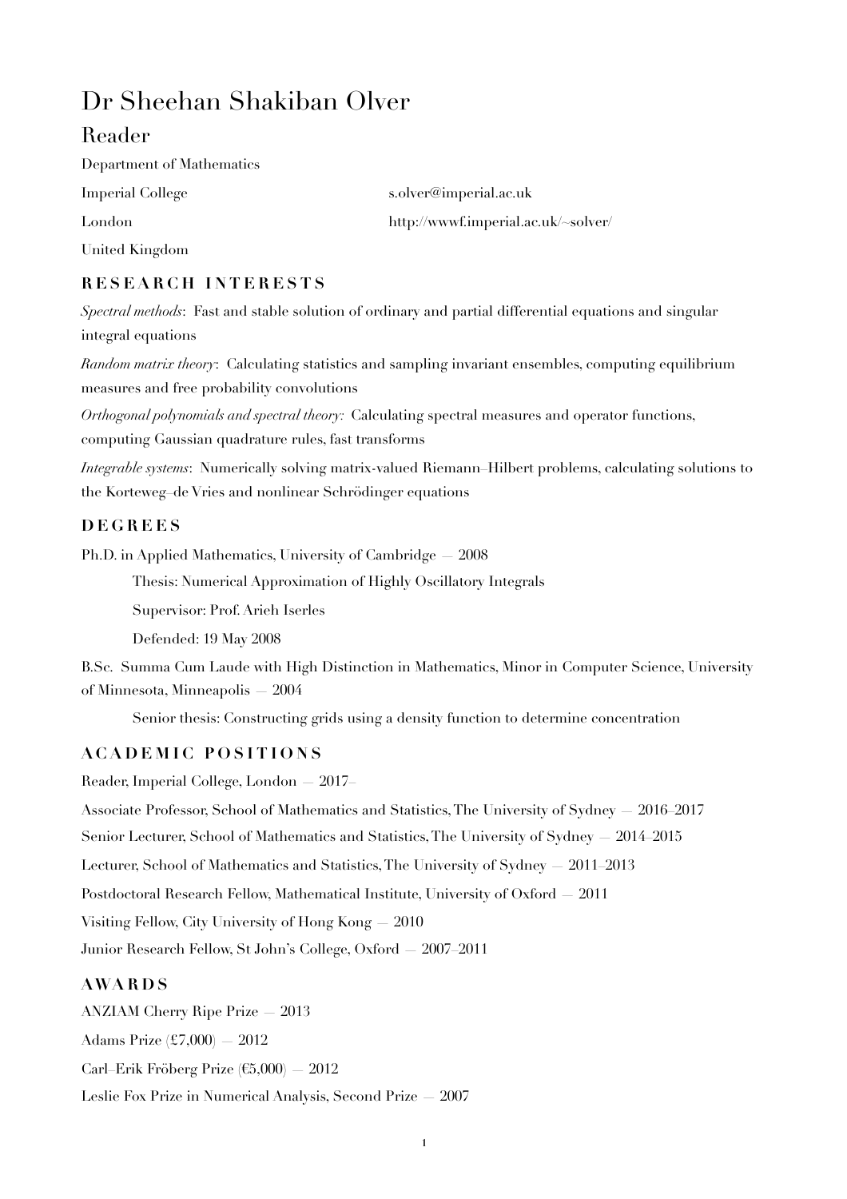# Dr Sheehan Shakiban Olver

## Reader

Department of Mathematics

Imperial College

London

United Kingdom

s.olver@imperial.ac.uk

http://wwwf.imperial.ac.uk/~solver/

### RESEARCH INTERESTS

*Spectral methods*: Fast and stable solution of ordinary and partial differential equations and singular integral equations

*Random matrix theory*: Calculating statistics and sampling invariant ensembles, computing equilibrium measures and free probability convolutions

*Orthogonal polynomials and spectral theory:* Calculating spectral measures and operator functions, computing Gaussian quadrature rules, fast transforms

*Integrable systems*: Numerically solving matrix-valued Riemann–Hilbert problems, calculating solutions to the Korteweg–de Vries and nonlinear Schrödinger equations

### DEGREES

Ph.D. in Applied Mathematics, University of Cambridge — 2008

- Thesis: Numerical Approximation of Highly Oscillatory Integrals
- Supervisor: Prof. Arieh Iserles
- Defended: 19 May 2008

B.Sc. Summa Cum Laude with High Distinction in Mathematics, Minor in Computer Science, University of Minnesota, Minneapolis — 2004

- Senior thesis: Constructing grids using a density function to determine concentration

### ACADEMIC POSITIONS

Reader, Imperial College, London — 2017–

Associate Professor, School of Mathematics and Statistics, The University of Sydney — 2016–2017

Senior Lecturer, School of Mathematics and Statistics, The University of Sydney — 2014–2015

Lecturer, School of Mathematics and Statistics, The University of Sydney — 2011–2013

Postdoctoral Research Fellow, Mathematical Institute, University of Oxford — 2011

Visiting Fellow, City University of Hong Kong — 2010

Junior Research Fellow, St John's College, Oxford — 2007–2011

### AWARDS

ANZIAM Cherry Ripe Prize — 2013

Adams Prize (£7,000) — 2012

Carl–Erik Fröberg Prize (€5,000) — 2012

Leslie Fox Prize in Numerical Analysis, Second Prize — 2007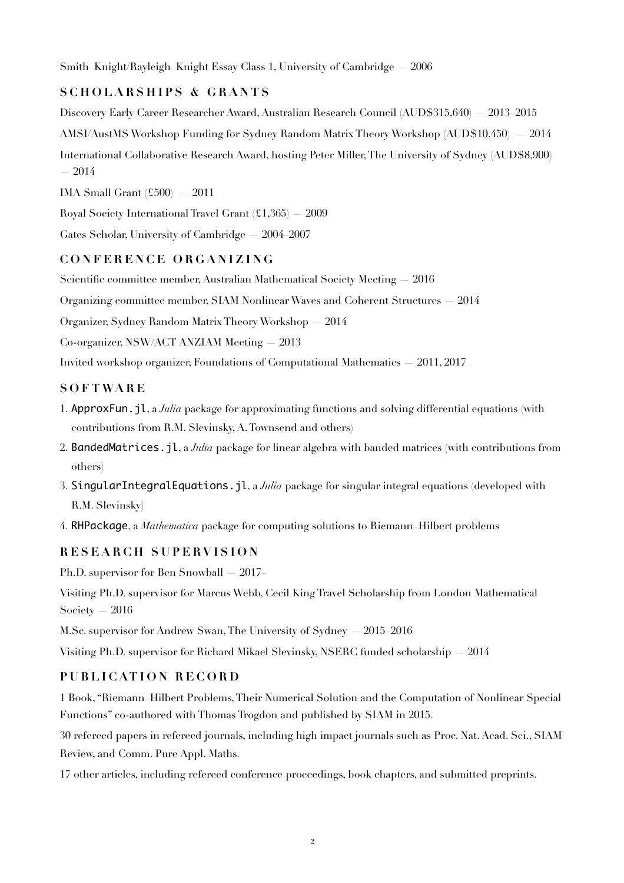Smith–Knight/Rayleigh–Knight Essay Class 1, University of Cambridge — 2006

## SCHOLARSHIPS & GRANTS

Discovery Early Career Researcher Award, Australian Research Council (AUD$315,640) — 2013–2015

AMSI/AustMS Workshop Funding for Sydney Random Matrix Theory Workshop (AUD$10,450) — 2014

International Collaborative Research Award, hosting Peter Miller, The University of Sydney (AUD$8,900) — 2014

IMA Small Grant (£500) — 2011

Royal Society International Travel Grant (£1,365) — 2009

Gates Scholar, University of Cambridge — 2004–2007

## CONFERENCE ORGANIZING

Scientific committee member, Australian Mathematical Society Meeting — 2016

Organizing committee member, SIAM Nonlinear Waves and Coherent Structures — 2014

Organizer, Sydney Random Matrix Theory Workshop — 2014

Co-organizer, NSW/ACT ANZIAM Meeting — 2013

Invited workshop organizer, Foundations of Computational Mathematics — 2011, 2017

## SOFTWARE

1. `ApproxFun.jl`, a *Julia* package for approximating functions and solving differential equations (with contributions from R.M. Slevinsky, A. Townsend and others)
2. `BandedMatrices.jl`, a *Julia* package for linear algebra with banded matrices (with contributions from others)
3. `SingularIntegralEquations.jl`, a *Julia* package for singular integral equations (developed with R.M. Slevinsky)
4. `RHPackage`, a *Mathematica* package for computing solutions to Riemann–Hilbert problems

## RESEARCH SUPERVISION

Ph.D. supervisor for Ben Snowball — 2017–

Visiting Ph.D. supervisor for Marcus Webb, Cecil King Travel Scholarship from London Mathematical Society — 2016

M.Sc. supervisor for Andrew Swan, The University of Sydney — 2015–2016

Visiting Ph.D. supervisor for Richard Mikael Slevinsky, NSERC funded scholarship — 2014

## PUBLICATION RECORD

1 Book, "Riemann–Hilbert Problems, Their Numerical Solution and the Computation of Nonlinear Special Functions" co-authored with Thomas Trogdon and published by SIAM in 2015.

30 refereed papers in refereed journals, including high impact journals such as Proc. Nat. Acad. Sci., SIAM Review, and Comm. Pure Appl. Maths.

17 other articles, including refereed conference proceedings, book chapters, and submitted preprints.